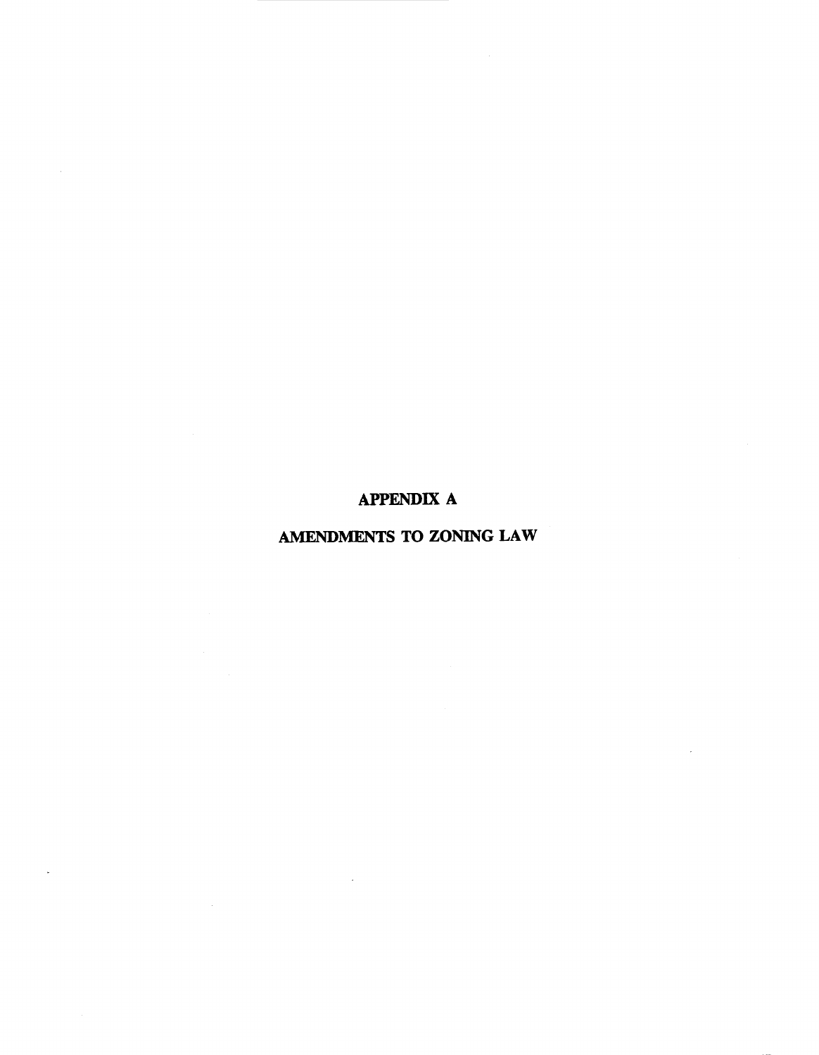# APPENDIX A

# AMENDMENTS TO ZONING LAW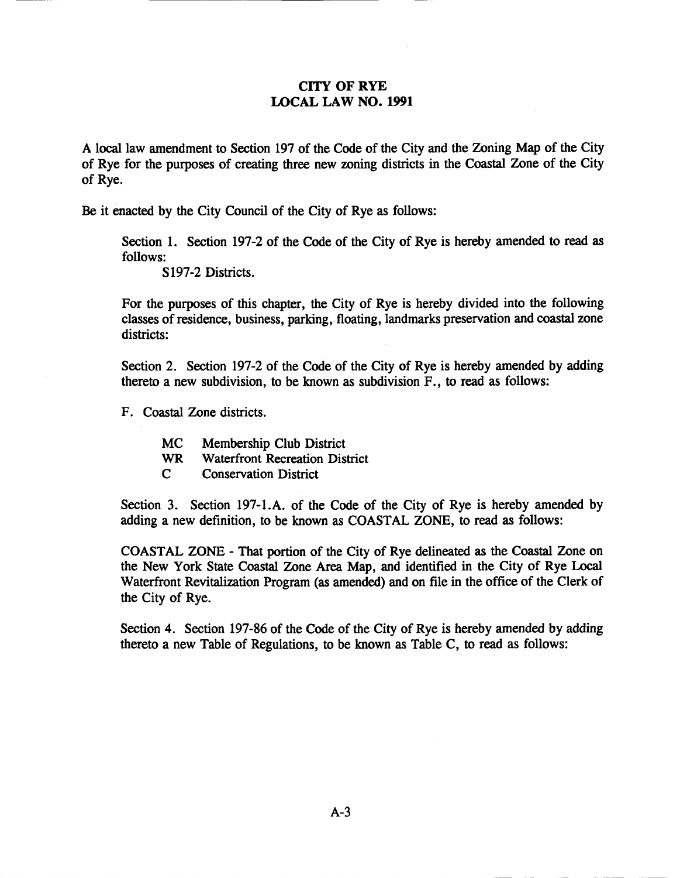# CITY OF RYE
# LOCAL LAW NO. 1991

A local law amendment to Section 197 of the Code of the City and the Zoning Map of the City of Rye for the purposes of creating three new zoning districts in the Coastal Zone of the City of Rye.

Be it enacted by the City Council of the City of Rye as follows:

Section 1. Section 197-2 of the Code of the City of Rye is hereby amended to read as follows:

S197-2 Districts.

For the purposes of this chapter, the City of Rye is hereby divided into the following classes of residence, business, parking, floating, landmarks preservation and coastal zone districts:

Section 2. Section 197-2 of the Code of the City of Rye is hereby amended by adding thereto a new subdivision, to be known as subdivision F., to read as follows:

F. Coastal Zone districts.

- MC Membership Club District
- WR Waterfront Recreation District
- C Conservation District

Section 3. Section 197-1.A. of the Code of the City of Rye is hereby amended by adding a new definition, to be known as COASTAL ZONE, to read as follows:

COASTAL ZONE - That portion of the City of Rye delineated as the Coastal Zone on the New York State Coastal Zone Area Map, and identified in the City of Rye Local Waterfront Revitalization Program (as amended) and on file in the office of the Clerk of the City of Rye.

Section 4. Section 197-86 of the Code of the City of Rye is hereby amended by adding thereto a new Table of Regulations, to be known as Table C, to read as follows: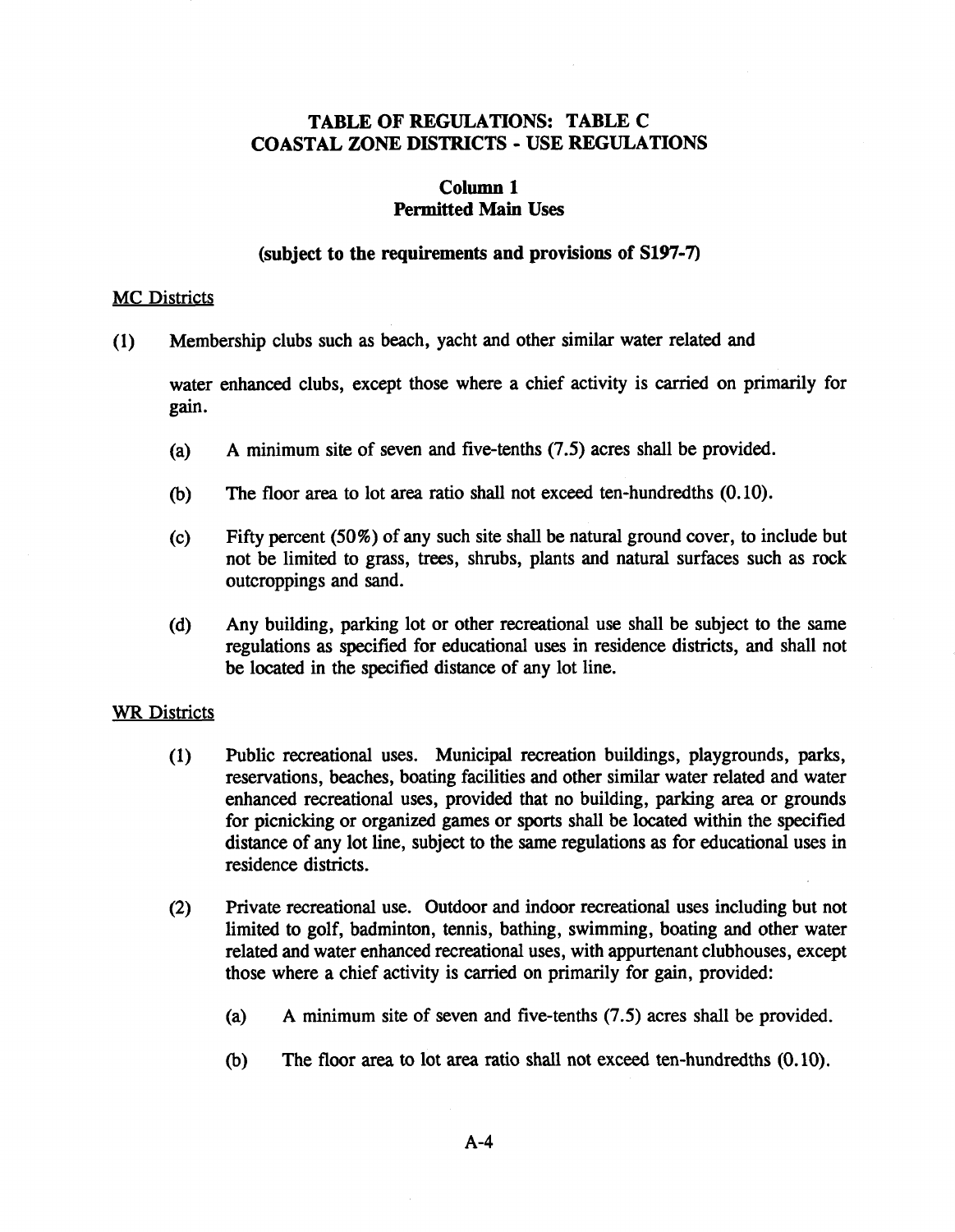# TABLE OF REGULATIONS: TABLE C
# COASTAL ZONE DISTRICTS - USE REGULATIONS

## Column 1
## Permitted Main Uses

**(subject to the requirements and provisions of S197-7)**

MC Districts

(1) Membership clubs such as beach, yacht and other similar water related and water enhanced clubs, except those where a chief activity is carried on primarily for gain.

 (a) A minimum site of seven and five-tenths (7.5) acres shall be provided.

 (b) The floor area to lot area ratio shall not exceed ten-hundredths (0.10).

 (c) Fifty percent (50%) of any such site shall be natural ground cover, to include but not be limited to grass, trees, shrubs, plants and natural surfaces such as rock outcroppings and sand.

 (d) Any building, parking lot or other recreational use shall be subject to the same regulations as specified for educational uses in residence districts, and shall not be located in the specified distance of any lot line.

WR Districts

(1) Public recreational uses. Municipal recreation buildings, playgrounds, parks, reservations, beaches, boating facilities and other similar water related and water enhanced recreational uses, provided that no building, parking area or grounds for picnicking or organized games or sports shall be located within the specified distance of any lot line, subject to the same regulations as for educational uses in residence districts.

(2) Private recreational use. Outdoor and indoor recreational uses including but not limited to golf, badminton, tennis, bathing, swimming, boating and other water related and water enhanced recreational uses, with appurtenant clubhouses, except those where a chief activity is carried on primarily for gain, provided:

 (a) A minimum site of seven and five-tenths (7.5) acres shall be provided.

 (b) The floor area to lot area ratio shall not exceed ten-hundredths (0.10).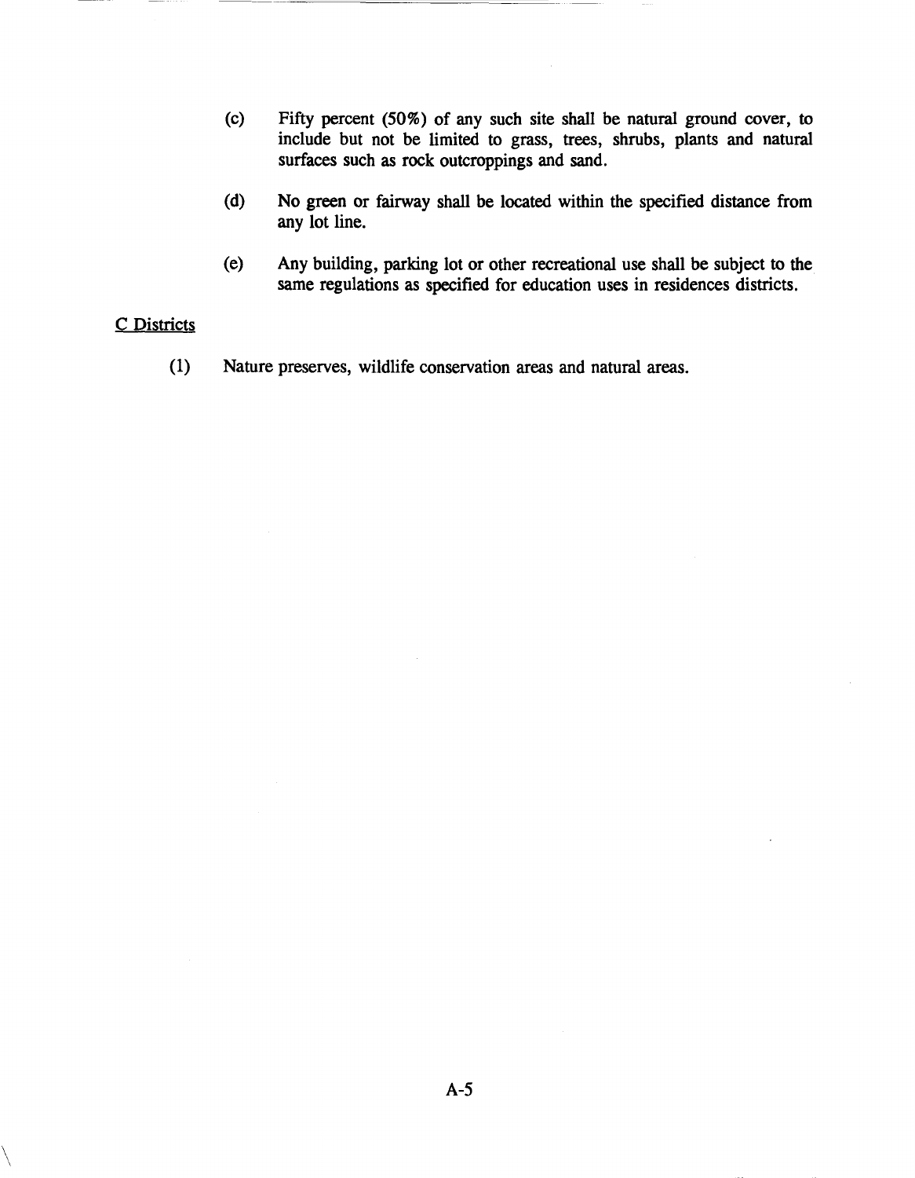(c) Fifty percent (50%) of any such site shall be natural ground cover, to include but not be limited to grass, trees, shrubs, plants and natural surfaces such as rock outcroppings and sand.

(d) No green or fairway shall be located within the specified distance from any lot line.

(e) Any building, parking lot or other recreational use shall be subject to the same regulations as specified for education uses in residences districts.

C Districts

(1) Nature preserves, wildlife conservation areas and natural areas.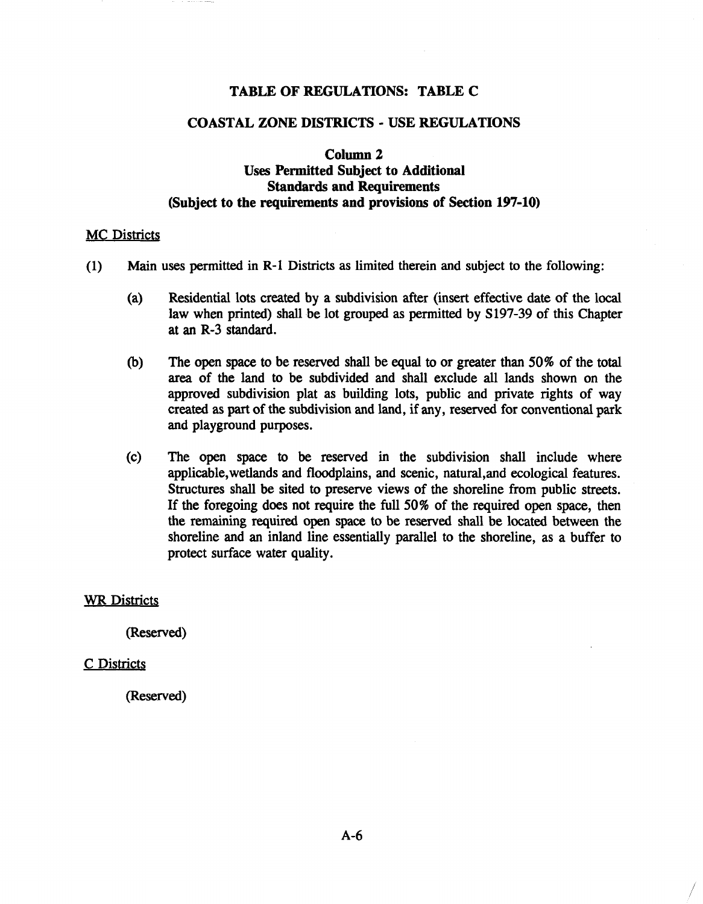# TABLE OF REGULATIONS: TABLE C

## COASTAL ZONE DISTRICTS - USE REGULATIONS

### Column 2
### Uses Permitted Subject to Additional Standards and Requirements
### (Subject to the requirements and provisions of Section 197-10)

<u>MC Districts</u>

(1) Main uses permitted in R-1 Districts as limited therein and subject to the following:

   (a) Residential lots created by a subdivision after (insert effective date of the local law when printed) shall be lot grouped as permitted by S197-39 of this Chapter at an R-3 standard.

   (b) The open space to be reserved shall be equal to or greater than 50% of the total area of the land to be subdivided and shall exclude all lands shown on the approved subdivision plat as building lots, public and private rights of way created as part of the subdivision and land, if any, reserved for conventional park and playground purposes.

   (c) The open space to be reserved in the subdivision shall include where applicable,wetlands and floodplains, and scenic, natural,and ecological features. Structures shall be sited to preserve views of the shoreline from public streets. If the foregoing does not require the full 50% of the required open space, then the remaining required open space to be reserved shall be located between the shoreline and an inland line essentially parallel to the shoreline, as a buffer to protect surface water quality.

<u>WR Districts</u>

(Reserved)

<u>C Districts</u>

(Reserved)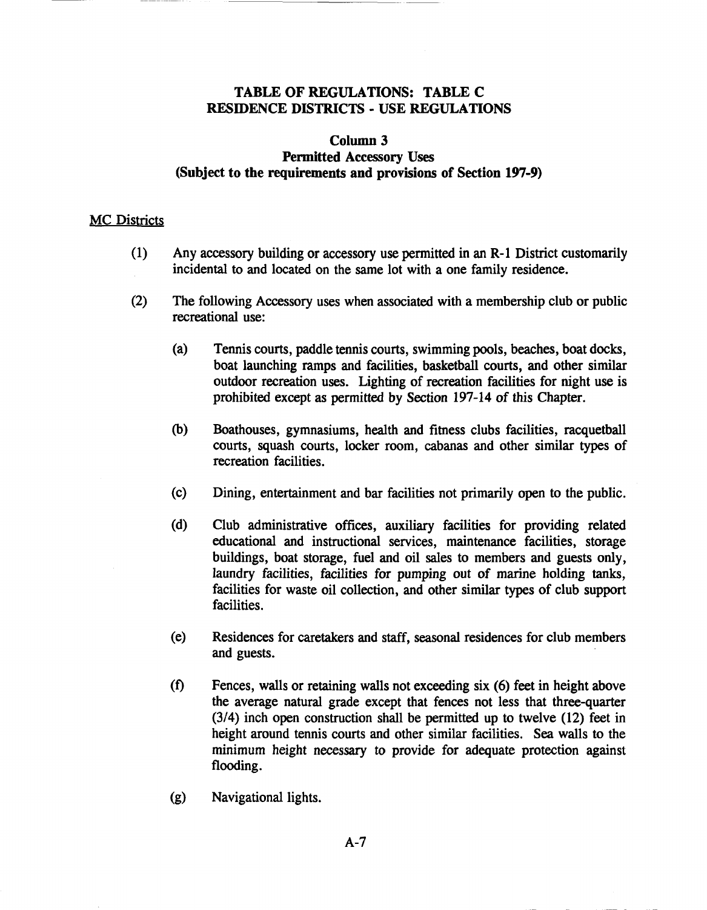# TABLE OF REGULATIONS: TABLE C
# RESIDENCE DISTRICTS - USE REGULATIONS

## Column 3
## Permitted Accessory Uses
## (Subject to the requirements and provisions of Section 197-9)

MC Districts

(1) Any accessory building or accessory use permitted in an R-1 District customarily incidental to and located on the same lot with a one family residence.

(2) The following Accessory uses when associated with a membership club or public recreational use:

(a) Tennis courts, paddle tennis courts, swimming pools, beaches, boat docks, boat launching ramps and facilities, basketball courts, and other similar outdoor recreation uses. Lighting of recreation facilities for night use is prohibited except as permitted by Section 197-14 of this Chapter.

(b) Boathouses, gymnasiums, health and fitness clubs facilities, racquetball courts, squash courts, locker room, cabanas and other similar types of recreation facilities.

(c) Dining, entertainment and bar facilities not primarily open to the public.

(d) Club administrative offices, auxiliary facilities for providing related educational and instructional services, maintenance facilities, storage buildings, boat storage, fuel and oil sales to members and guests only, laundry facilities, facilities for pumping out of marine holding tanks, facilities for waste oil collection, and other similar types of club support facilities.

(e) Residences for caretakers and staff, seasonal residences for club members and guests.

(f) Fences, walls or retaining walls not exceeding six (6) feet in height above the average natural grade except that fences not less that three-quarter (3/4) inch open construction shall be permitted up to twelve (12) feet in height around tennis courts and other similar facilities. Sea walls to the minimum height necessary to provide for adequate protection against flooding.

(g) Navigational lights.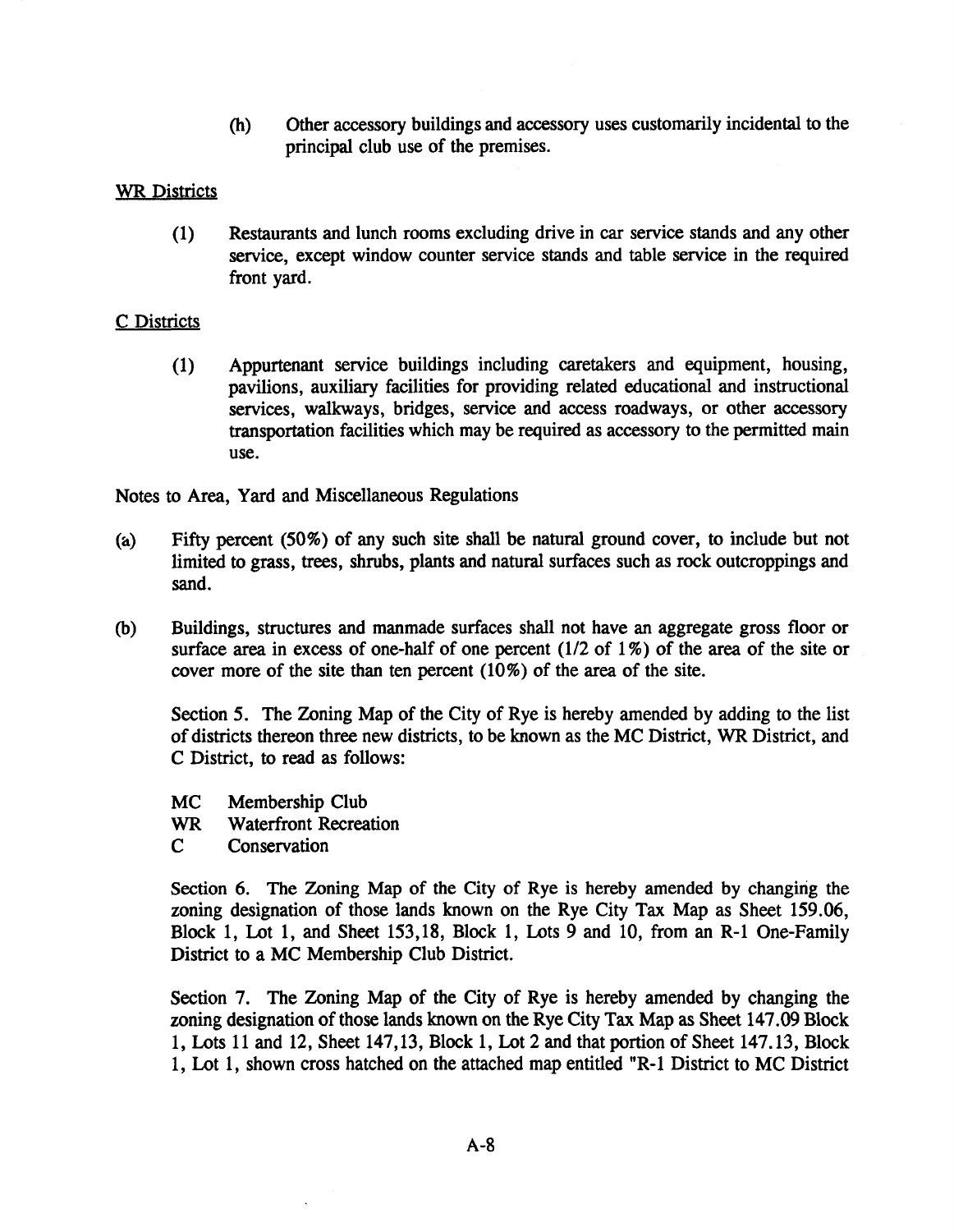(h) Other accessory buildings and accessory uses customarily incidental to the principal club use of the premises.

WR Districts

(1) Restaurants and lunch rooms excluding drive in car service stands and any other service, except window counter service stands and table service in the required front yard.

C Districts

(1) Appurtenant service buildings including caretakers and equipment, housing, pavilions, auxiliary facilities for providing related educational and instructional services, walkways, bridges, service and access roadways, or other accessory transportation facilities which may be required as accessory to the permitted main use.

Notes to Area, Yard and Miscellaneous Regulations

(a) Fifty percent (50%) of any such site shall be natural ground cover, to include but not limited to grass, trees, shrubs, plants and natural surfaces such as rock outcroppings and sand.

(b) Buildings, structures and manmade surfaces shall not have an aggregate gross floor or surface area in excess of one-half of one percent (1/2 of 1%) of the area of the site or cover more of the site than ten percent (10%) of the area of the site.

Section 5. The Zoning Map of the City of Rye is hereby amended by adding to the list of districts thereon three new districts, to be known as the MC District, WR District, and C District, to read as follows:

MC Membership Club
WR Waterfront Recreation
C Conservation

Section 6. The Zoning Map of the City of Rye is hereby amended by changing the zoning designation of those lands known on the Rye City Tax Map as Sheet 159.06, Block 1, Lot 1, and Sheet 153,18, Block 1, Lots 9 and 10, from an R-1 One-Family District to a MC Membership Club District.

Section 7. The Zoning Map of the City of Rye is hereby amended by changing the zoning designation of those lands known on the Rye City Tax Map as Sheet 147.09 Block 1, Lots 11 and 12, Sheet 147,13, Block 1, Lot 2 and that portion of Sheet 147.13, Block 1, Lot 1, shown cross hatched on the attached map entitled "R-1 District to MC District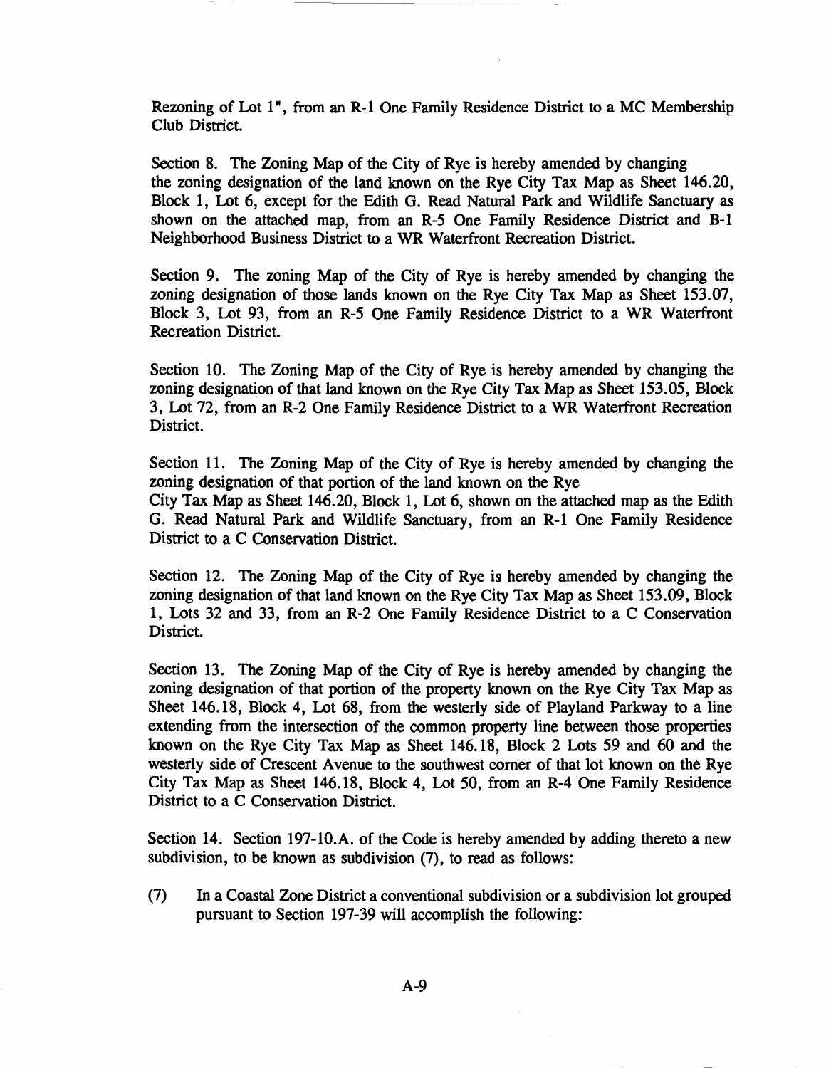Rezoning of Lot 1", from an R-1 One Family Residence District to a MC Membership Club District.

Section 8. The Zoning Map of the City of Rye is hereby amended by changing the zoning designation of the land known on the Rye City Tax Map as Sheet 146.20, Block 1, Lot 6, except for the Edith G. Read Natural Park and Wildlife Sanctuary as shown on the attached map, from an R-5 One Family Residence District and B-1 Neighborhood Business District to a WR Waterfront Recreation District.

Section 9. The zoning Map of the City of Rye is hereby amended by changing the zoning designation of those lands known on the Rye City Tax Map as Sheet 153.07, Block 3, Lot 93, from an R-5 One Family Residence District to a WR Waterfront Recreation District.

Section 10. The Zoning Map of the City of Rye is hereby amended by changing the zoning designation of that land known on the Rye City Tax Map as Sheet 153.05, Block 3, Lot 72, from an R-2 One Family Residence District to a WR Waterfront Recreation District.

Section 11. The Zoning Map of the City of Rye is hereby amended by changing the zoning designation of that portion of the land known on the Rye City Tax Map as Sheet 146.20, Block 1, Lot 6, shown on the attached map as the Edith G. Read Natural Park and Wildlife Sanctuary, from an R-1 One Family Residence District to a C Conservation District.

Section 12. The Zoning Map of the City of Rye is hereby amended by changing the zoning designation of that land known on the Rye City Tax Map as Sheet 153.09, Block 1, Lots 32 and 33, from an R-2 One Family Residence District to a C Conservation District.

Section 13. The Zoning Map of the City of Rye is hereby amended by changing the zoning designation of that portion of the property known on the Rye City Tax Map as Sheet 146.18, Block 4, Lot 68, from the westerly side of Playland Parkway to a line extending from the intersection of the common property line between those properties known on the Rye City Tax Map as Sheet 146.18, Block 2 Lots 59 and 60 and the westerly side of Crescent Avenue to the southwest corner of that lot known on the Rye City Tax Map as Sheet 146.18, Block 4, Lot 50, from an R-4 One Family Residence District to a C Conservation District.

Section 14. Section 197-10.A. of the Code is hereby amended by adding thereto a new subdivision, to be known as subdivision (7), to read as follows:

(7) In a Coastal Zone District a conventional subdivision or a subdivision lot grouped pursuant to Section 197-39 will accomplish the following: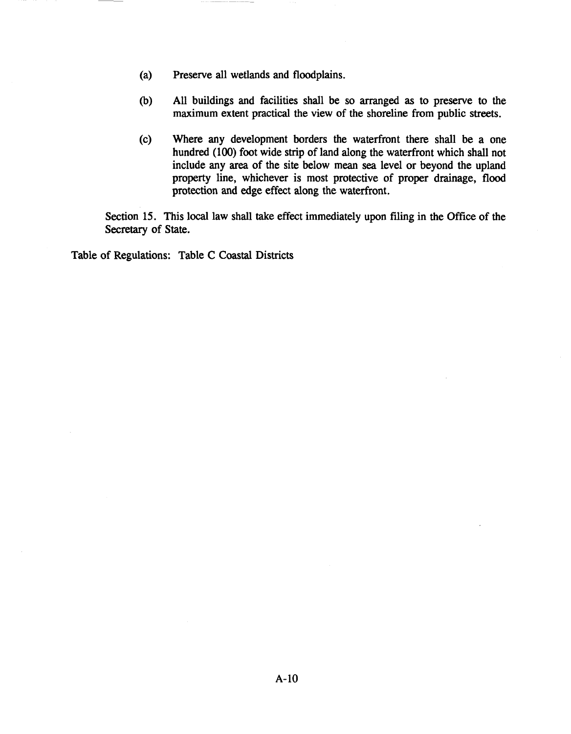(a) Preserve all wetlands and floodplains.

(b) All buildings and facilities shall be so arranged as to preserve to the maximum extent practical the view of the shoreline from public streets.

(c) Where any development borders the waterfront there shall be a one hundred (100) foot wide strip of land along the waterfront which shall not include any area of the site below mean sea level or beyond the upland property line, whichever is most protective of proper drainage, flood protection and edge effect along the waterfront.

Section 15. This local law shall take effect immediately upon filing in the Office of the Secretary of State.

Table of Regulations: Table C Coastal Districts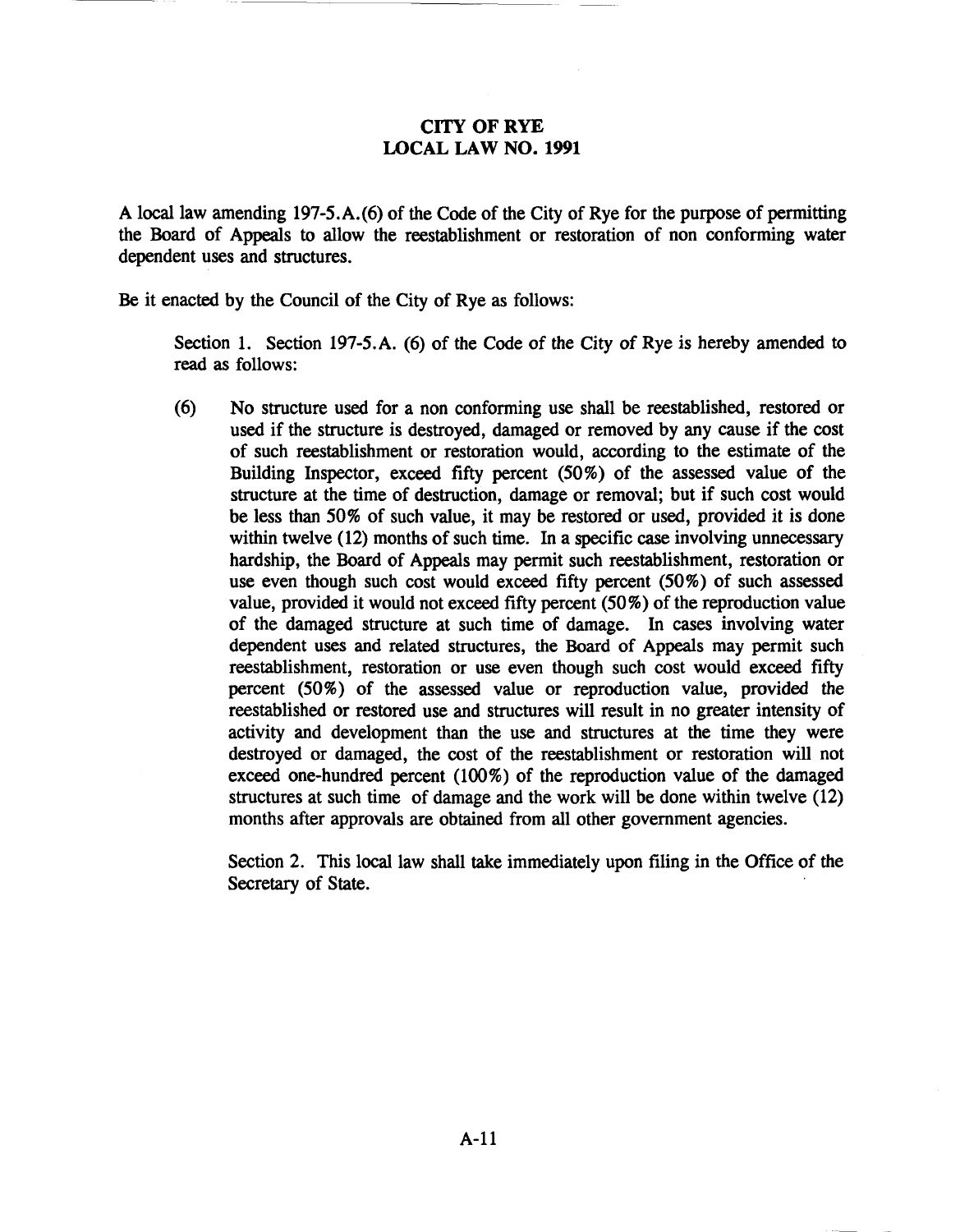# CITY OF RYE
## LOCAL LAW NO. 1991

A local law amending 197-5.A.(6) of the Code of the City of Rye for the purpose of permitting the Board of Appeals to allow the reestablishment or restoration of non conforming water dependent uses and structures.

Be it enacted by the Council of the City of Rye as follows:

Section 1. Section 197-5.A. (6) of the Code of the City of Rye is hereby amended to read as follows:

(6) No structure used for a non conforming use shall be reestablished, restored or used if the structure is destroyed, damaged or removed by any cause if the cost of such reestablishment or restoration would, according to the estimate of the Building Inspector, exceed fifty percent (50%) of the assessed value of the structure at the time of destruction, damage or removal; but if such cost would be less than 50% of such value, it may be restored or used, provided it is done within twelve (12) months of such time. In a specific case involving unnecessary hardship, the Board of Appeals may permit such reestablishment, restoration or use even though such cost would exceed fifty percent (50%) of such assessed value, provided it would not exceed fifty percent (50%) of the reproduction value of the damaged structure at such time of damage. In cases involving water dependent uses and related structures, the Board of Appeals may permit such reestablishment, restoration or use even though such cost would exceed fifty percent (50%) of the assessed value or reproduction value, provided the reestablished or restored use and structures will result in no greater intensity of activity and development than the use and structures at the time they were destroyed or damaged, the cost of the reestablishment or restoration will not exceed one-hundred percent (100%) of the reproduction value of the damaged structures at such time of damage and the work will be done within twelve (12) months after approvals are obtained from all other government agencies.

Section 2. This local law shall take immediately upon filing in the Office of the Secretary of State.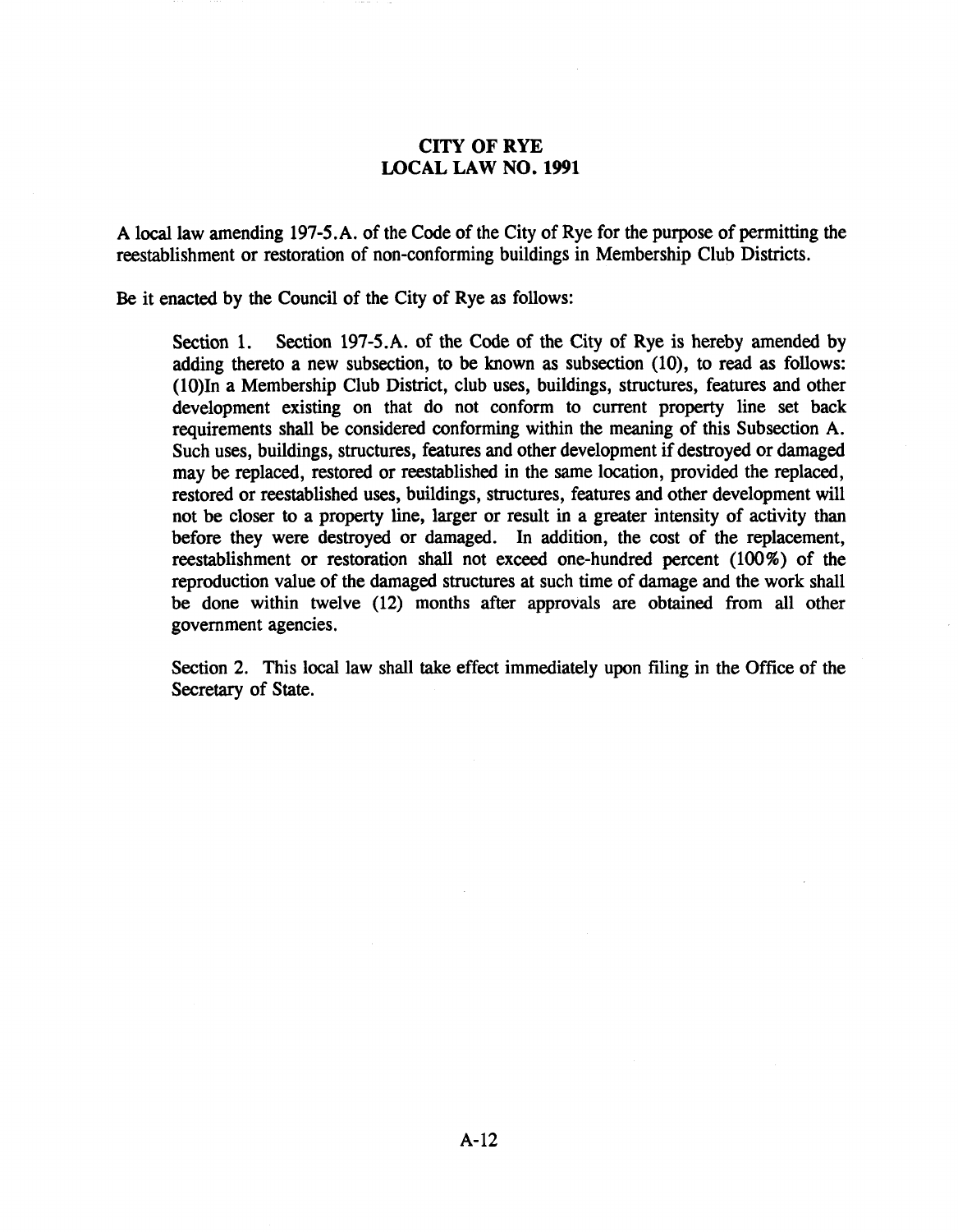# CITY OF RYE
# LOCAL LAW NO. 1991

A local law amending 197-5.A. of the Code of the City of Rye for the purpose of permitting the reestablishment or restoration of non-conforming buildings in Membership Club Districts.

Be it enacted by the Council of the City of Rye as follows:

> Section 1. Section 197-5.A. of the Code of the City of Rye is hereby amended by adding thereto a new subsection, to be known as subsection (10), to read as follows: (10)In a Membership Club District, club uses, buildings, structures, features and other development existing on that do not conform to current property line set back requirements shall be considered conforming within the meaning of this Subsection A. Such uses, buildings, structures, features and other development if destroyed or damaged may be replaced, restored or reestablished in the same location, provided the replaced, restored or reestablished uses, buildings, structures, features and other development will not be closer to a property line, larger or result in a greater intensity of activity than before they were destroyed or damaged. In addition, the cost of the replacement, reestablishment or restoration shall not exceed one-hundred percent (100%) of the reproduction value of the damaged structures at such time of damage and the work shall be done within twelve (12) months after approvals are obtained from all other government agencies.
>
> Section 2. This local law shall take effect immediately upon filing in the Office of the Secretary of State.